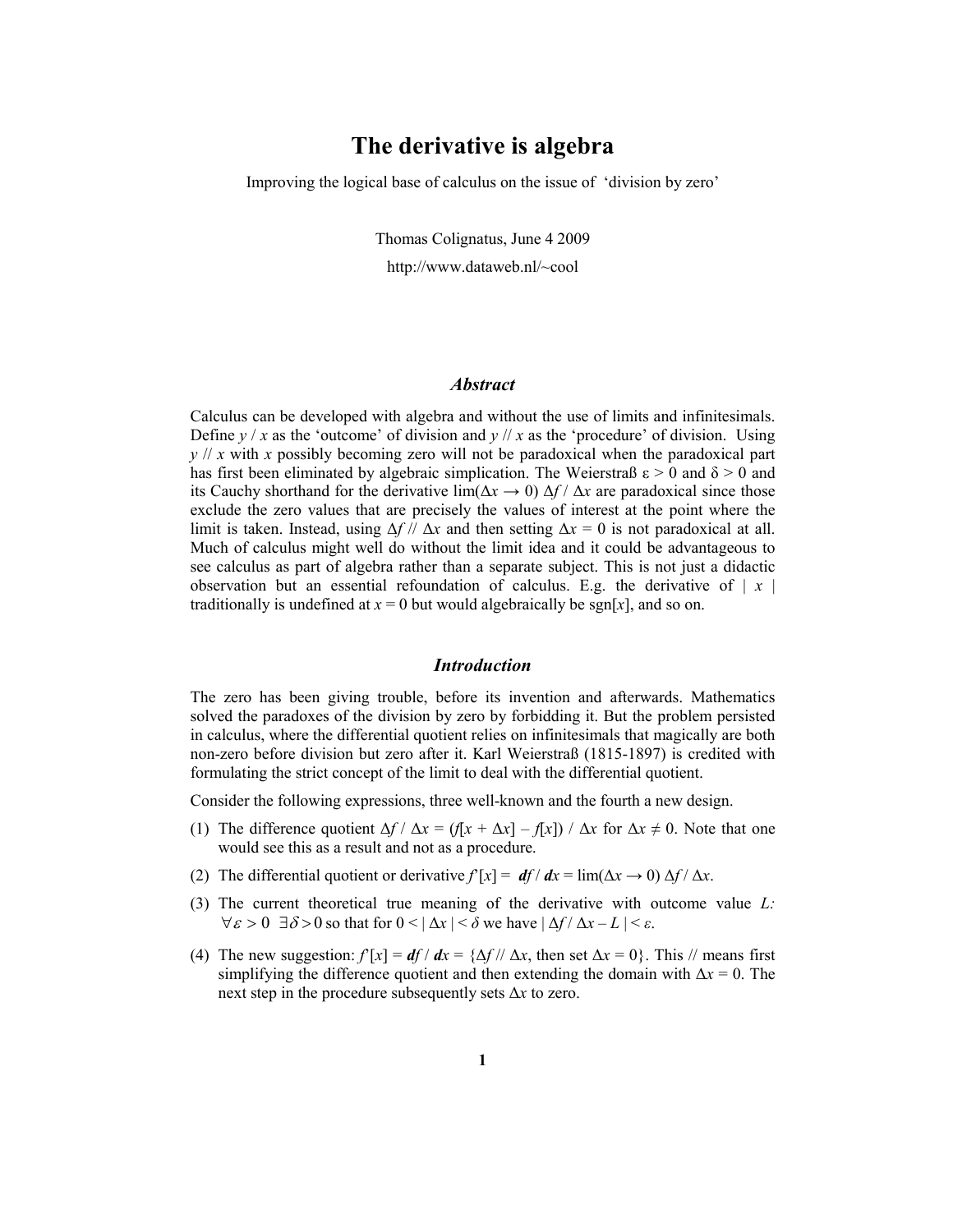# The derivative is algebra

Improving the logical base of calculus on the issue of 'division by zero'

Thomas Colignatus, June 4 2009

http://www.dataweb.nl/~cool

## *Abstract*

Calculus can be developed with algebra and without the use of limits and infinitesimals. Define $y / x$ as the 'outcome' of division and $y // x$ as the 'procedure' of division. Using $y // x$ with $x$ possibly becoming zero will not be paradoxical when the paradoxical part has first been eliminated by algebraic simplication. The Weierstraß $\varepsilon > 0$ and $\delta > 0$ and its Cauchy shorthand for the derivative $\lim(\Delta x \to 0)\ \Delta f / \Delta x$ are paradoxical since those exclude the zero values that are precisely the values of interest at the point where the limit is taken. Instead, using $\Delta f // \Delta x$ and then setting $\Delta x = 0$ is not paradoxical at all. Much of calculus might well do without the limit idea and it could be advantageous to see calculus as part of algebra rather than a separate subject. This is not just a didactic observation but an essential refoundation of calculus. E.g. the derivative of $|\ x\ |$ traditionally is undefined at $x = 0$ but would algebraically be $\text{sgn}[x]$, and so on.

## *Introduction*

The zero has been giving trouble, before its invention and afterwards. Mathematics solved the paradoxes of the division by zero by forbidding it. But the problem persisted in calculus, where the differential quotient relies on infinitesimals that magically are both non-zero before division but zero after it. Karl Weierstraß (1815-1897) is credited with formulating the strict concept of the limit to deal with the differential quotient.

Consider the following expressions, three well-known and the fourth a new design.

1. The difference quotient $\Delta f / \Delta x = (f[x + \Delta x] - f[x]) / \Delta x$ for $\Delta x \neq 0$. Note that one would see this as a result and not as a procedure.
2. The differential quotient or derivative $f'[x] = \boldsymbol{df} / \boldsymbol{dx} = \lim(\Delta x \to 0)\ \Delta f / \Delta x$.
3. The current theoretical true meaning of the derivative with outcome value $L$: $\forall \varepsilon > 0\ \ \exists \delta > 0$ so that for $0 < |\ \Delta x\ | < \delta$ we have $|\ \Delta f / \Delta x - L\ | < \varepsilon$.
4. The new suggestion: $f'[x] = \boldsymbol{df} / \boldsymbol{dx} = \{\Delta f // \Delta x$, then set $\Delta x = 0\}$. This // means first simplifying the difference quotient and then extending the domain with $\Delta x = 0$. The next step in the procedure subsequently sets $\Delta x$ to zero.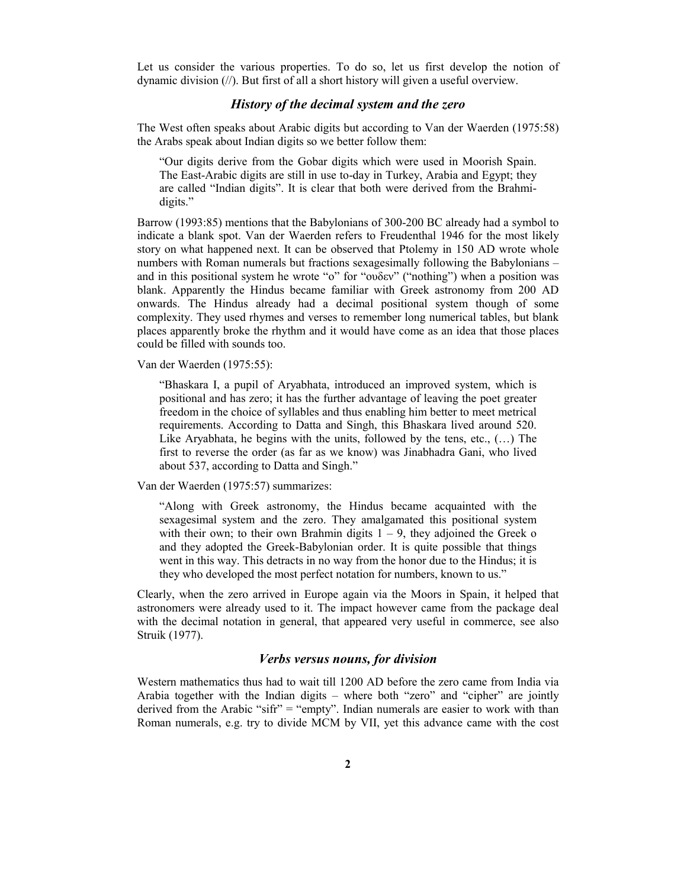Let us consider the various properties. To do so, let us first develop the notion of dynamic division (//). But first of all a short history will given a useful overview.

### *History of the decimal system and the zero*

The West often speaks about Arabic digits but according to Van der Waerden (1975:58) the Arabs speak about Indian digits so we better follow them:

> "Our digits derive from the Gobar digits which were used in Moorish Spain. The East-Arabic digits are still in use to-day in Turkey, Arabia and Egypt; they are called "Indian digits". It is clear that both were derived from the Brahmi-digits."

Barrow (1993:85) mentions that the Babylonians of 300-200 BC already had a symbol to indicate a blank spot. Van der Waerden refers to Freudenthal 1946 for the most likely story on what happened next. It can be observed that Ptolemy in 150 AD wrote whole numbers with Roman numerals but fractions sexagesimally following the Babylonians – and in this positional system he wrote "o" for "ουδεν" ("nothing") when a position was blank. Apparently the Hindus became familiar with Greek astronomy from 200 AD onwards. The Hindus already had a decimal positional system though of some complexity. They used rhymes and verses to remember long numerical tables, but blank places apparently broke the rhythm and it would have come as an idea that those places could be filled with sounds too.

Van der Waerden (1975:55):

> "Bhaskara I, a pupil of Aryabhata, introduced an improved system, which is positional and has zero; it has the further advantage of leaving the poet greater freedom in the choice of syllables and thus enabling him better to meet metrical requirements. According to Datta and Singh, this Bhaskara lived around 520. Like Aryabhata, he begins with the units, followed by the tens, etc., (…) The first to reverse the order (as far as we know) was Jinabhadra Gani, who lived about 537, according to Datta and Singh."

Van der Waerden (1975:57) summarizes:

> "Along with Greek astronomy, the Hindus became acquainted with the sexagesimal system and the zero. They amalgamated this positional system with their own; to their own Brahmin digits 1 – 9, they adjoined the Greek o and they adopted the Greek-Babylonian order. It is quite possible that things went in this way. This detracts in no way from the honor due to the Hindus; it is they who developed the most perfect notation for numbers, known to us."

Clearly, when the zero arrived in Europe again via the Moors in Spain, it helped that astronomers were already used to it. The impact however came from the package deal with the decimal notation in general, that appeared very useful in commerce, see also Struik (1977).

### *Verbs versus nouns, for division*

Western mathematics thus had to wait till 1200 AD before the zero came from India via Arabia together with the Indian digits – where both "zero" and "cipher" are jointly derived from the Arabic "sifr" = "empty". Indian numerals are easier to work with than Roman numerals, e.g. try to divide MCM by VII, yet this advance came with the cost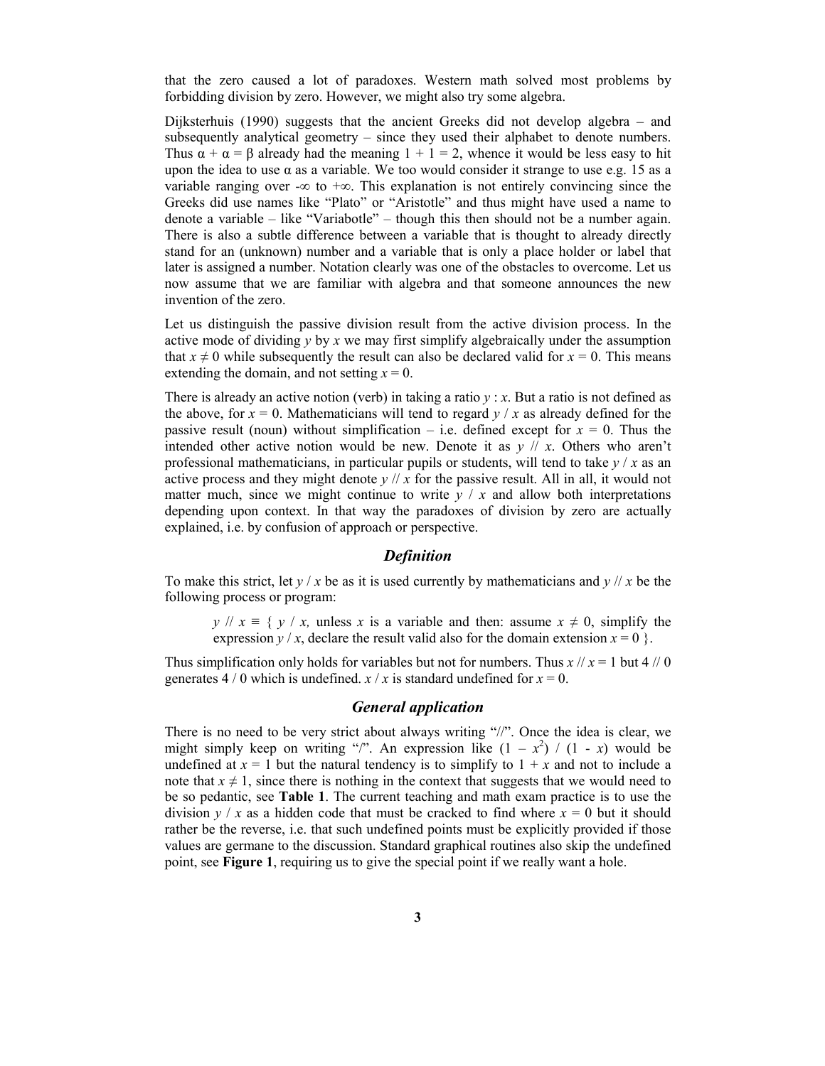that the zero caused a lot of paradoxes. Western math solved most problems by forbidding division by zero. However, we might also try some algebra.

Dijksterhuis (1990) suggests that the ancient Greeks did not develop algebra – and subsequently analytical geometry – since they used their alphabet to denote numbers. Thus $\alpha + \alpha = \beta$ already had the meaning $1 + 1 = 2$, whence it would be less easy to hit upon the idea to use $\alpha$ as a variable. We too would consider it strange to use e.g. 15 as a variable ranging over $-\infty$ to $+\infty$. This explanation is not entirely convincing since the Greeks did use names like "Plato" or "Aristotle" and thus might have used a name to denote a variable – like "Variabotle" – though this then should not be a number again. There is also a subtle difference between a variable that is thought to already directly stand for an (unknown) number and a variable that is only a place holder or label that later is assigned a number. Notation clearly was one of the obstacles to overcome. Let us now assume that we are familiar with algebra and that someone announces the new invention of the zero.

Let us distinguish the passive division result from the active division process. In the active mode of dividing $y$ by $x$ we may first simplify algebraically under the assumption that $x \neq 0$ while subsequently the result can also be declared valid for $x = 0$. This means extending the domain, and not setting $x = 0$.

There is already an active notion (verb) in taking a ratio $y : x$. But a ratio is not defined as the above, for $x = 0$. Mathematicians will tend to regard $y / x$ as already defined for the passive result (noun) without simplification – i.e. defined except for $x = 0$. Thus the intended other active notion would be new. Denote it as $y \,//\, x$. Others who aren't professional mathematicians, in particular pupils or students, will tend to take $y / x$ as an active process and they might denote $y \,//\, x$ for the passive result. All in all, it would not matter much, since we might continue to write $y / x$ and allow both interpretations depending upon context. In that way the paradoxes of division by zero are actually explained, i.e. by confusion of approach or perspective.

### *Definition*

To make this strict, let $y / x$ be as it is used currently by mathematicians and $y \,//\, x$ be the following process or program:

> $y \,//\, x \equiv \{\ y / x$, unless $x$ is a variable and then: assume $x \neq 0$, simplify the expression $y / x$, declare the result valid also for the domain extension $x = 0\ \}$.

Thus simplification only holds for variables but not for numbers. Thus $x \,//\, x = 1$ but $4 \,//\, 0$ generates $4 / 0$ which is undefined. $x / x$ is standard undefined for $x = 0$.

### *General application*

There is no need to be very strict about always writing "//". Once the idea is clear, we might simply keep on writing "/". An expression like $(1 - x^2) / (1 - x)$ would be undefined at $x = 1$ but the natural tendency is to simplify to $1 + x$ and not to include a note that $x \neq 1$, since there is nothing in the context that suggests that we would need to be so pedantic, see **Table 1**. The current teaching and math exam practice is to use the division $y / x$ as a hidden code that must be cracked to find where $x = 0$ but it should rather be the reverse, i.e. that such undefined points must be explicitly provided if those values are germane to the discussion. Standard graphical routines also skip the undefined point, see **Figure 1**, requiring us to give the special point if we really want a hole.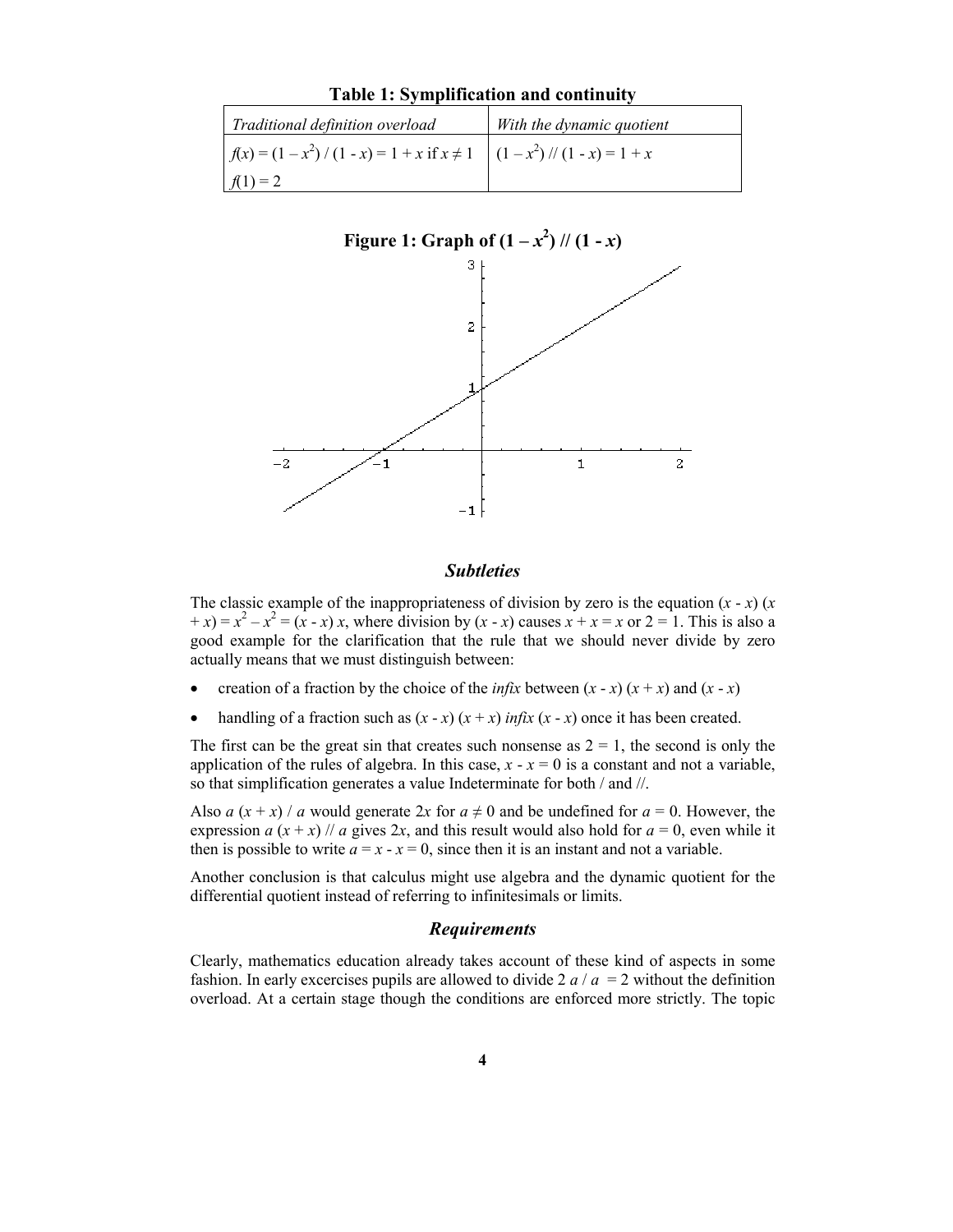**Table 1: Symplification and continuity**

| *Traditional definition overload* | *With the dynamic quotient* |
|---|---|
| $f(x) = (1 – x^2) / (1 - x) = 1 + x$ if $x \neq 1$ | $(1 – x^2) // (1 - x) = 1 + x$ |
| $f(1) = 2$ | |

**Figure 1: Graph of $(1 – x^2) // (1 - x)$**

### *Subtleties*

The classic example of the inappropriateness of division by zero is the equation $(x - x)(x + x) = x^2 – x^2 = (x - x) x$, where division by $(x - x)$ causes $x + x = x$ or $2 = 1$. This is also a good example for the clarification that the rule that we should never divide by zero actually means that we must distinguish between:

- creation of a fraction by the choice of the *infix* between $(x - x)(x + x)$ and $(x - x)$
- handling of a fraction such as $(x - x)(x + x)$ *infix* $(x - x)$ once it has been created.

The first can be the great sin that creates such nonsense as $2 = 1$, the second is only the application of the rules of algebra. In this case, $x - x = 0$ is a constant and not a variable, so that simplification generates a value Indeterminate for both / and //.

Also $a (x + x) / a$ would generate $2x$ for $a \neq 0$ and be undefined for $a = 0$. However, the expression $a (x + x) // a$ gives $2x$, and this result would also hold for $a = 0$, even while it then is possible to write $a = x - x = 0$, since then it is an instant and not a variable.

Another conclusion is that calculus might use algebra and the dynamic quotient for the differential quotient instead of referring to infinitesimals or limits.

### *Requirements*

Clearly, mathematics education already takes account of these kind of aspects in some fashion. In early excercises pupils are allowed to divide $2\,a / a = 2$ without the definition overload. At a certain stage though the conditions are enforced more strictly. The topic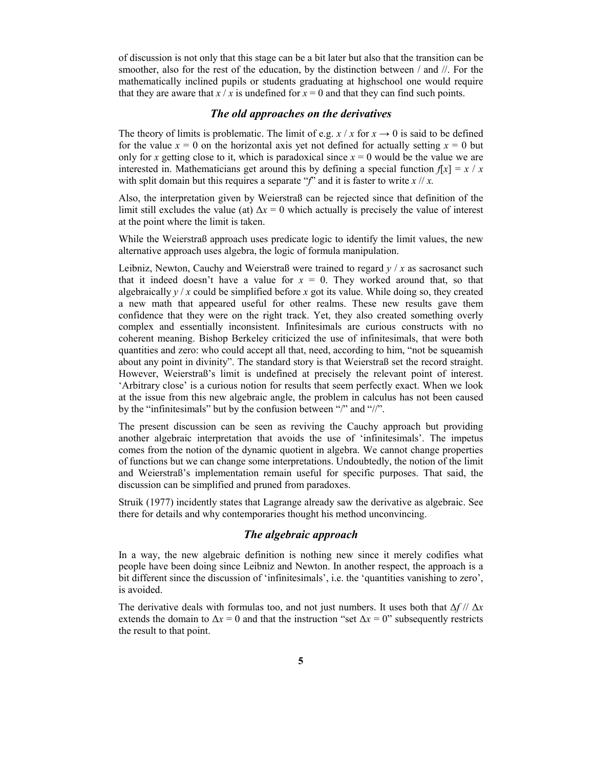of discussion is not only that this stage can be a bit later but also that the transition can be smoother, also for the rest of the education, by the distinction between / and //. For the mathematically inclined pupils or students graduating at highschool one would require that they are aware that $x / x$ is undefined for $x = 0$ and that they can find such points.

### *The old approaches on the derivatives*

The theory of limits is problematic. The limit of e.g. $x / x$ for $x \rightarrow 0$ is said to be defined for the value $x = 0$ on the horizontal axis yet not defined for actually setting $x = 0$ but only for $x$ getting close to it, which is paradoxical since $x = 0$ would be the value we are interested in. Mathematicians get around this by defining a special function $f[x] = x / x$ with split domain but this requires a separate "$f$" and it is faster to write $x // x$.

Also, the interpretation given by Weierstraß can be rejected since that definition of the limit still excludes the value (at) $\Delta x = 0$ which actually is precisely the value of interest at the point where the limit is taken.

While the Weierstraß approach uses predicate logic to identify the limit values, the new alternative approach uses algebra, the logic of formula manipulation.

Leibniz, Newton, Cauchy and Weierstraß were trained to regard $y / x$ as sacrosanct such that it indeed doesn't have a value for $x = 0$. They worked around that, so that algebraically $y / x$ could be simplified before $x$ got its value. While doing so, they created a new math that appeared useful for other realms. These new results gave them confidence that they were on the right track. Yet, they also created something overly complex and essentially inconsistent. Infinitesimals are curious constructs with no coherent meaning. Bishop Berkeley criticized the use of infinitesimals, that were both quantities and zero: who could accept all that, need, according to him, "not be squeamish about any point in divinity". The standard story is that Weierstraß set the record straight. However, Weierstraß's limit is undefined at precisely the relevant point of interest. 'Arbitrary close' is a curious notion for results that seem perfectly exact. When we look at the issue from this new algebraic angle, the problem in calculus has not been caused by the "infinitesimals" but by the confusion between "/" and "//".

The present discussion can be seen as reviving the Cauchy approach but providing another algebraic interpretation that avoids the use of 'infinitesimals'. The impetus comes from the notion of the dynamic quotient in algebra. We cannot change properties of functions but we can change some interpretations. Undoubtedly, the notion of the limit and Weierstraß's implementation remain useful for specific purposes. That said, the discussion can be simplified and pruned from paradoxes.

Struik (1977) incidently states that Lagrange already saw the derivative as algebraic. See there for details and why contemporaries thought his method unconvincing.

### *The algebraic approach*

In a way, the new algebraic definition is nothing new since it merely codifies what people have been doing since Leibniz and Newton. In another respect, the approach is a bit different since the discussion of 'infinitesimals', i.e. the 'quantities vanishing to zero', is avoided.

The derivative deals with formulas too, and not just numbers. It uses both that $\Delta f // \Delta x$ extends the domain to $\Delta x = 0$ and that the instruction "set $\Delta x = 0$" subsequently restricts the result to that point.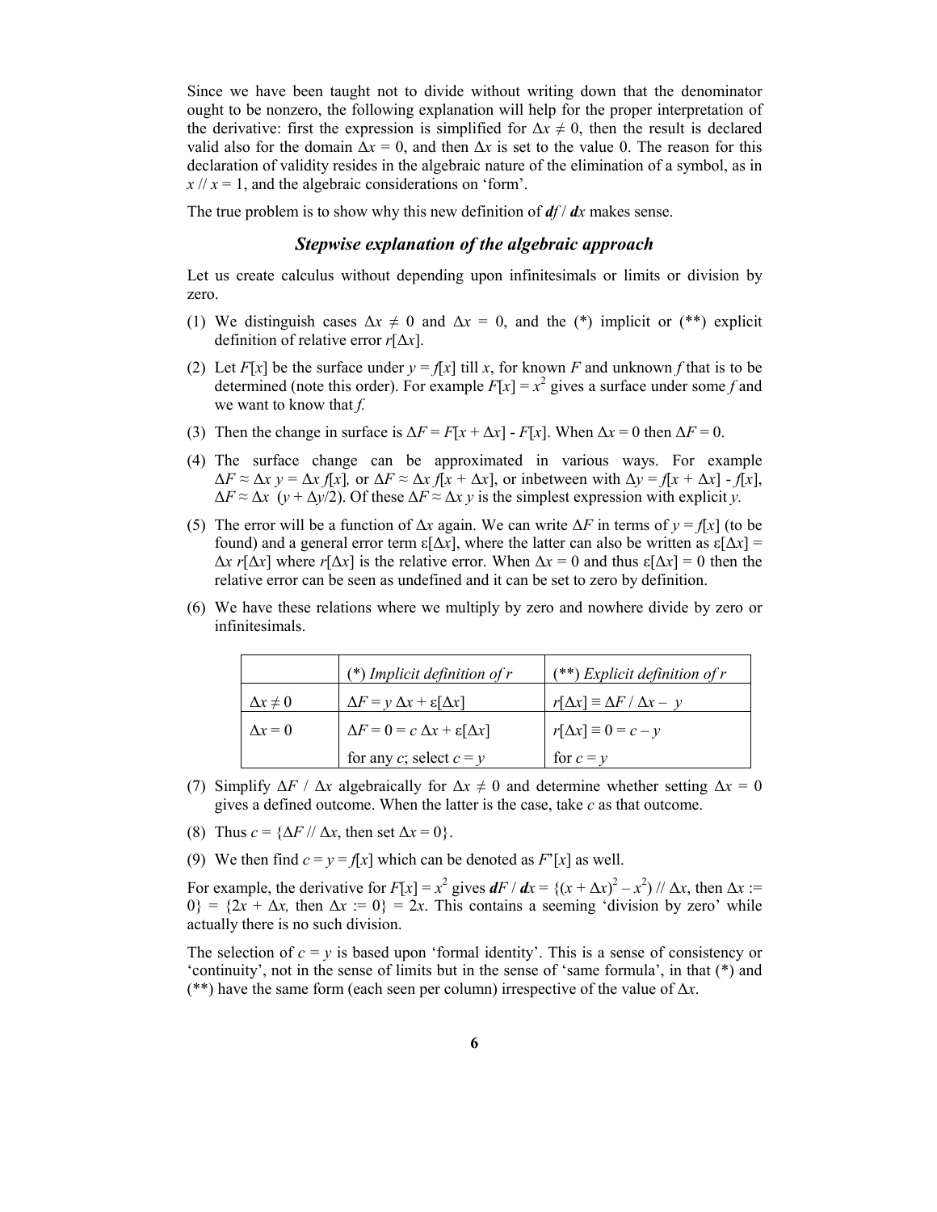Since we have been taught not to divide without writing down that the denominator ought to be nonzero, the following explanation will help for the proper interpretation of the derivative: first the expression is simplified for $\Delta x \neq 0$, then the result is declared valid also for the domain $\Delta x = 0$, and then $\Delta x$ is set to the value 0. The reason for this declaration of validity resides in the algebraic nature of the elimination of a symbol, as in $x \,//\, x = 1$, and the algebraic considerations on 'form'.

The true problem is to show why this new definition of $\boldsymbol{df} / \boldsymbol{dx}$ makes sense.

### *Stepwise explanation of the algebraic approach*

Let us create calculus without depending upon infinitesimals or limits or division by zero.

(1) We distinguish cases $\Delta x \neq 0$ and $\Delta x = 0$, and the (*) implicit or (**) explicit definition of relative error $r[\Delta x]$.

(2) Let $F[x]$ be the surface under $y = f[x]$ till $x$, for known $F$ and unknown $f$ that is to be determined (note this order). For example $F[x] = x^2$ gives a surface under some $f$ and we want to know that $f$.

(3) Then the change in surface is $\Delta F = F[x + \Delta x] - F[x]$. When $\Delta x = 0$ then $\Delta F = 0$.

(4) The surface change can be approximated in various ways. For example $\Delta F \approx \Delta x\, y = \Delta x\, f[x]$, or $\Delta F \approx \Delta x\, f[x + \Delta x]$, or inbetween with $\Delta y = f[x + \Delta x] - f[x]$, $\Delta F \approx \Delta x\; (y + \Delta y/2)$. Of these $\Delta F \approx \Delta x\, y$ is the simplest expression with explicit $y$.

(5) The error will be a function of $\Delta x$ again. We can write $\Delta F$ in terms of $y = f[x]$ (to be found) and a general error term $\varepsilon[\Delta x]$, where the latter can also be written as $\varepsilon[\Delta x] = \Delta x\, r[\Delta x]$ where $r[\Delta x]$ is the relative error. When $\Delta x = 0$ and thus $\varepsilon[\Delta x] = 0$ then the relative error can be seen as undefined and it can be set to zero by definition.

(6) We have these relations where we multiply by zero and nowhere divide by zero or infinitesimals.

| | (*) *Implicit definition of r* | (**) *Explicit definition of r* |
|---|---|---|
| $\Delta x \neq 0$ | $\Delta F = y\, \Delta x + \varepsilon[\Delta x]$ | $r[\Delta x] \equiv \Delta F / \Delta x - y$ |
| $\Delta x = 0$ | $\Delta F = 0 = c\, \Delta x + \varepsilon[\Delta x]$ | $r[\Delta x] \equiv 0 = c - y$ |
| | for any $c$; select $c = y$ | for $c = y$ |

(7) Simplify $\Delta F / \Delta x$ algebraically for $\Delta x \neq 0$ and determine whether setting $\Delta x = 0$ gives a defined outcome. When the latter is the case, take $c$ as that outcome.

(8) Thus $c = \{\Delta F \,//\, \Delta x$, then set $\Delta x = 0\}$.

(9) We then find $c = y = f[x]$ which can be denoted as $F'[x]$ as well.

For example, the derivative for $F[x] = x^2$ gives $\boldsymbol{d}F / \boldsymbol{d}x = \{(x + \Delta x)^2 - x^2) \,//\, \Delta x$, then $\Delta x := 0\} = \{2x + \Delta x$, then $\Delta x := 0\} = 2x$. This contains a seeming 'division by zero' while actually there is no such division.

The selection of $c = y$ is based upon 'formal identity'. This is a sense of consistency or 'continuity', not in the sense of limits but in the sense of 'same formula', in that (*) and (**) have the same form (each seen per column) irrespective of the value of $\Delta x$.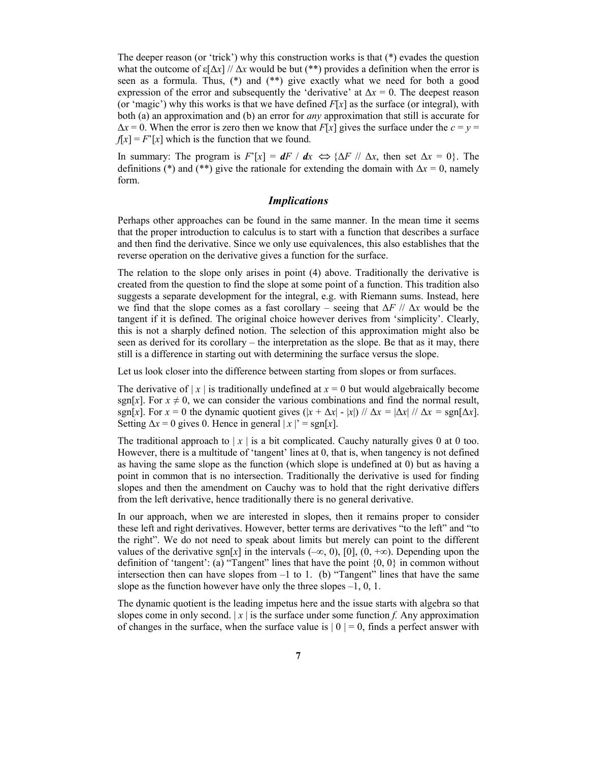The deeper reason (or 'trick') why this construction works is that (*) evades the question what the outcome of $\varepsilon[\Delta x] \;//\; \Delta x$ would be but (**) provides a definition when the error is seen as a formula. Thus, (*) and (**) give exactly what we need for both a good expression of the error and subsequently the 'derivative' at $\Delta x = 0$. The deepest reason (or 'magic') why this works is that we have defined $F[x]$ as the surface (or integral), with both (a) an approximation and (b) an error for *any* approximation that still is accurate for $\Delta x = 0$. When the error is zero then we know that $F[x]$ gives the surface under the $c = y = f[x] = F'[x]$ which is the function that we found.

In summary: The program is $F'[x] = \boldsymbol{dF} \,/\, \boldsymbol{dx} \Leftrightarrow \{\Delta F \;//\; \Delta x$, then set $\Delta x = 0\}$. The definitions (*) and (**) give the rationale for extending the domain with $\Delta x = 0$, namely form.

## *Implications*

Perhaps other approaches can be found in the same manner. In the mean time it seems that the proper introduction to calculus is to start with a function that describes a surface and then find the derivative. Since we only use equivalences, this also establishes that the reverse operation on the derivative gives a function for the surface.

The relation to the slope only arises in point (4) above. Traditionally the derivative is created from the question to find the slope at some point of a function. This tradition also suggests a separate development for the integral, e.g. with Riemann sums. Instead, here we find that the slope comes as a fast corollary – seeing that $\Delta F \;//\; \Delta x$ would be the tangent if it is defined. The original choice however derives from 'simplicity'. Clearly, this is not a sharply defined notion. The selection of this approximation might also be seen as derived for its corollary – the interpretation as the slope. Be that as it may, there still is a difference in starting out with determining the surface versus the slope.

Let us look closer into the difference between starting from slopes or from surfaces.

The derivative of $|\, x \,|$ is traditionally undefined at $x = 0$ but would algebraically become $\text{sgn}[x]$. For $x \neq 0$, we can consider the various combinations and find the normal result, $\text{sgn}[x]$. For $x = 0$ the dynamic quotient gives $(|x + \Delta x| - |x|) \;//\; \Delta x = |\Delta x| \;//\; \Delta x = \text{sgn}[\Delta x]$. Setting $\Delta x = 0$ gives 0. Hence in general $|\, x \,|' = \text{sgn}[x]$.

The traditional approach to $|\, x \,|$ is a bit complicated. Cauchy naturally gives 0 at 0 too. However, there is a multitude of 'tangent' lines at 0, that is, when tangency is not defined as having the same slope as the function (which slope is undefined at 0) but as having a point in common that is no intersection. Traditionally the derivative is used for finding slopes and then the amendment on Cauchy was to hold that the right derivative differs from the left derivative, hence traditionally there is no general derivative.

In our approach, when we are interested in slopes, then it remains proper to consider these left and right derivatives. However, better terms are derivatives "to the left" and "to the right". We do not need to speak about limits but merely can point to the different values of the derivative $\text{sgn}[x]$ in the intervals $(-\infty, 0)$, $[0]$, $(0, +\infty)$. Depending upon the definition of 'tangent': (a) "Tangent" lines that have the point $\{0, 0\}$ in common without intersection then can have slopes from –1 to 1. (b) "Tangent" lines that have the same slope as the function however have only the three slopes –1, 0, 1.

The dynamic quotient is the leading impetus here and the issue starts with algebra so that slopes come in only second. $|\, x \,|$ is the surface under some function *f.* Any approximation of changes in the surface, when the surface value is $|\, 0 \,| = 0$, finds a perfect answer with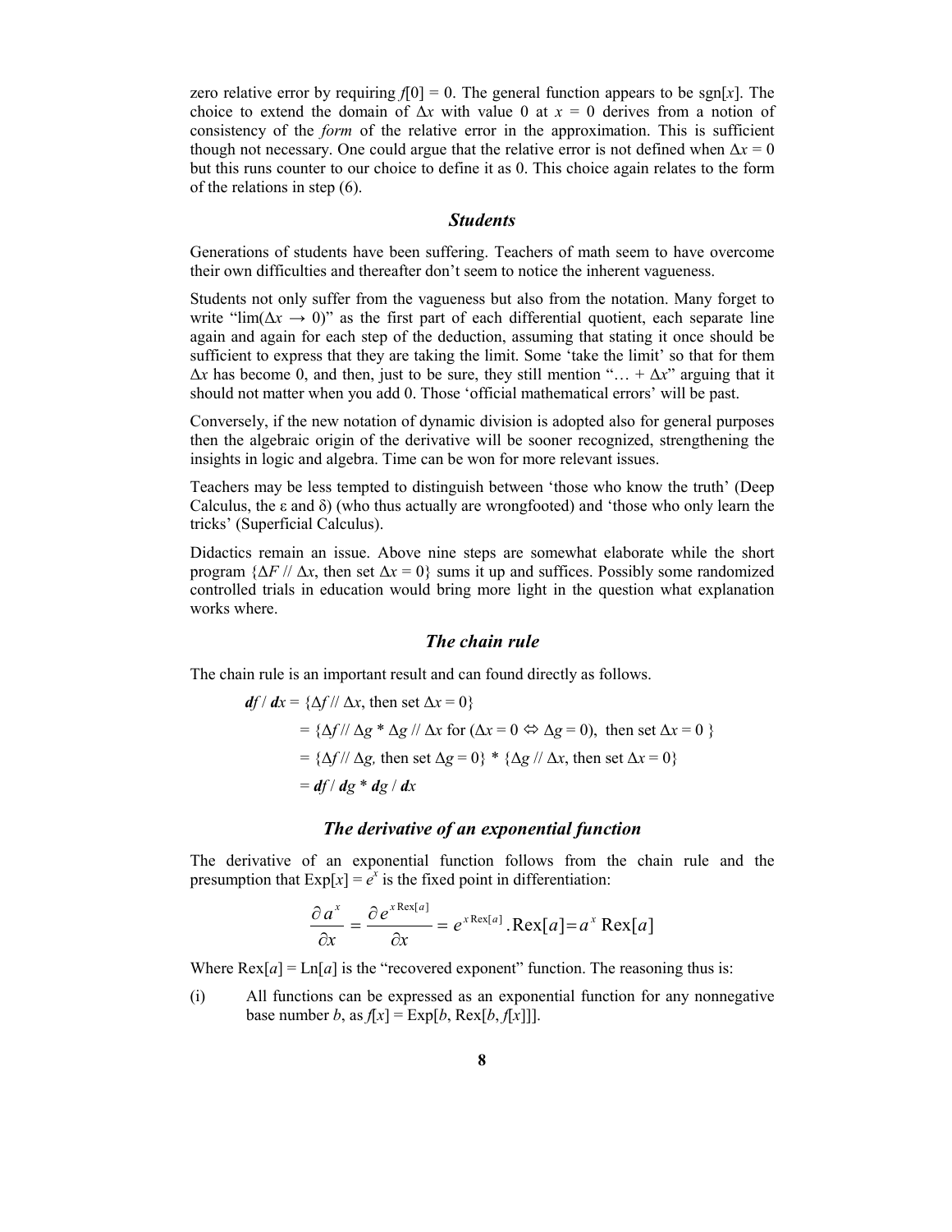zero relative error by requiring $f[0] = 0$. The general function appears to be sgn[$x$]. The choice to extend the domain of $\Delta x$ with value 0 at $x = 0$ derives from a notion of consistency of the *form* of the relative error in the approximation. This is sufficient though not necessary. One could argue that the relative error is not defined when $\Delta x = 0$ but this runs counter to our choice to define it as 0. This choice again relates to the form of the relations in step (6).

### *Students*

Generations of students have been suffering. Teachers of math seem to have overcome their own difficulties and thereafter don't seem to notice the inherent vagueness.

Students not only suffer from the vagueness but also from the notation. Many forget to write "lim($\Delta x \to 0$)" as the first part of each differential quotient, each separate line again and again for each step of the deduction, assuming that stating it once should be sufficient to express that they are taking the limit. Some 'take the limit' so that for them $\Delta x$ has become 0, and then, just to be sure, they still mention "… + $\Delta x$" arguing that it should not matter when you add 0. Those 'official mathematical errors' will be past.

Conversely, if the new notation of dynamic division is adopted also for general purposes then the algebraic origin of the derivative will be sooner recognized, strengthening the insights in logic and algebra. Time can be won for more relevant issues.

Teachers may be less tempted to distinguish between 'those who know the truth' (Deep Calculus, the ε and δ) (who thus actually are wrongfooted) and 'those who only learn the tricks' (Superficial Calculus).

Didactics remain an issue. Above nine steps are somewhat elaborate while the short program {$\Delta F$ // $\Delta x$, then set $\Delta x = 0$} sums it up and suffices. Possibly some randomized controlled trials in education would bring more light in the question what explanation works where.

### *The chain rule*

The chain rule is an important result and can found directly as follows.

$$
\begin{aligned}
\boldsymbol{df} / \boldsymbol{dx} &= \{\Delta f \,//\, \Delta x, \text{ then set } \Delta x = 0\} \\
&= \{\Delta f \,//\, \Delta g * \Delta g \,//\, \Delta x \text{ for } (\Delta x = 0 \Leftrightarrow \Delta g = 0), \text{ then set } \Delta x = 0\} \\
&= \{\Delta f \,//\, \Delta g, \text{ then set } \Delta g = 0\} * \{\Delta g \,//\, \Delta x, \text{ then set } \Delta x = 0\} \\
&= \boldsymbol{df} / \boldsymbol{dg} * \boldsymbol{dg} / \boldsymbol{dx}
\end{aligned}
$$

### *The derivative of an exponential function*

The derivative of an exponential function follows from the chain rule and the presumption that Exp[$x$] = $e^x$ is the fixed point in differentiation:

$$
\frac{\partial a^x}{\partial x} = \frac{\partial e^{x \operatorname{Rex}[a]}}{\partial x} = e^{x \operatorname{Rex}[a]} . \operatorname{Rex}[a] = a^x \operatorname{Rex}[a]
$$

Where Rex[$a$] = Ln[$a$] is the "recovered exponent" function. The reasoning thus is:

(i) All functions can be expressed as an exponential function for any nonnegative base number $b$, as $f[x]$ = Exp[$b$, Rex[$b$, $f[x]$]].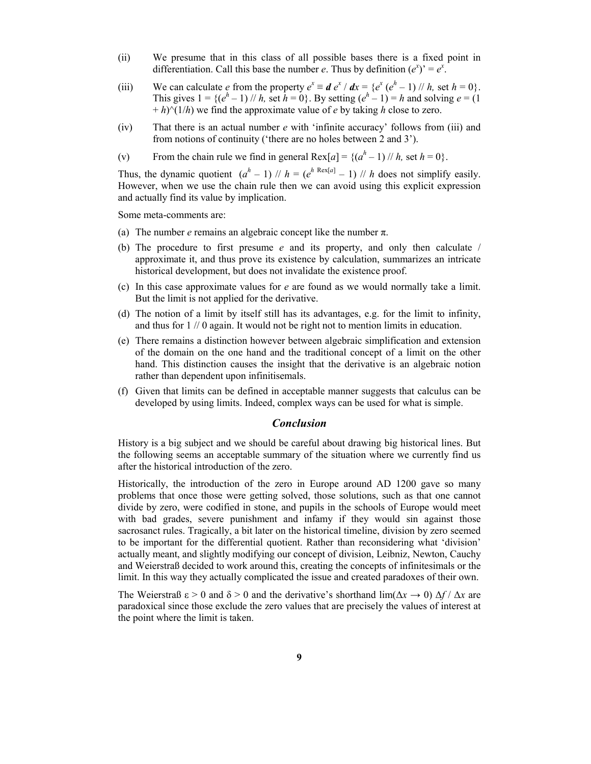(ii) We presume that in this class of all possible bases there is a fixed point in differentiation. Call this base the number $e$. Thus by definition $(e^x)' = e^x$.

(iii) We can calculate $e$ from the property $e^x \equiv \boldsymbol{d}\, e^x / \boldsymbol{d}x = \{e^x (e^h - 1) \mathbin{/\!/} h,$ set $h = 0\}$. This gives $1 = \{(e^h - 1) \mathbin{/\!/} h,$ set $h = 0\}$. By setting $(e^h - 1) = h$ and solving $e = (1 + h)$^$(1/h)$ we find the approximate value of $e$ by taking $h$ close to zero.

(iv) That there is an actual number $e$ with 'infinite accuracy' follows from (iii) and from notions of continuity ('there are no holes between 2 and 3').

(v) From the chain rule we find in general $\mathrm{Rex}[a] = \{(a^h - 1) \mathbin{/\!/} h,$ set $h = 0\}$.

Thus, the dynamic quotient $(a^h - 1) \mathbin{/\!/} h = (e^{h\ \mathrm{Rex}[a]} - 1) \mathbin{/\!/} h$ does not simplify easily. However, when we use the chain rule then we can avoid using this explicit expression and actually find its value by implication.

Some meta-comments are:

(a) The number $e$ remains an algebraic concept like the number $\pi$.

(b) The procedure to first presume $e$ and its property, and only then calculate / approximate it, and thus prove its existence by calculation, summarizes an intricate historical development, but does not invalidate the existence proof.

(c) In this case approximate values for $e$ are found as we would normally take a limit. But the limit is not applied for the derivative.

(d) The notion of a limit by itself still has its advantages, e.g. for the limit to infinity, and thus for $1 \mathbin{/\!/} 0$ again. It would not be right not to mention limits in education.

(e) There remains a distinction however between algebraic simplification and extension of the domain on the one hand and the traditional concept of a limit on the other hand. This distinction causes the insight that the derivative is an algebraic notion rather than dependent upon infinitisemals.

(f) Given that limits can be defined in acceptable manner suggests that calculus can be developed by using limits. Indeed, complex ways can be used for what is simple.

## *Conclusion*

History is a big subject and we should be careful about drawing big historical lines. But the following seems an acceptable summary of the situation where we currently find us after the historical introduction of the zero.

Historically, the introduction of the zero in Europe around AD 1200 gave so many problems that once those were getting solved, those solutions, such as that one cannot divide by zero, were codified in stone, and pupils in the schools of Europe would meet with bad grades, severe punishment and infamy if they would sin against those sacrosanct rules. Tragically, a bit later on the historical timeline, division by zero seemed to be important for the differential quotient. Rather than reconsidering what 'division' actually meant, and slightly modifying our concept of division, Leibniz, Newton, Cauchy and Weierstraß decided to work around this, creating the concepts of infinitesimals or the limit. In this way they actually complicated the issue and created paradoxes of their own.

The Weierstraß $\varepsilon > 0$ and $\delta > 0$ and the derivative's shorthand $\lim(\Delta x \to 0)\ \Delta f / \Delta x$ are paradoxical since those exclude the zero values that are precisely the values of interest at the point where the limit is taken.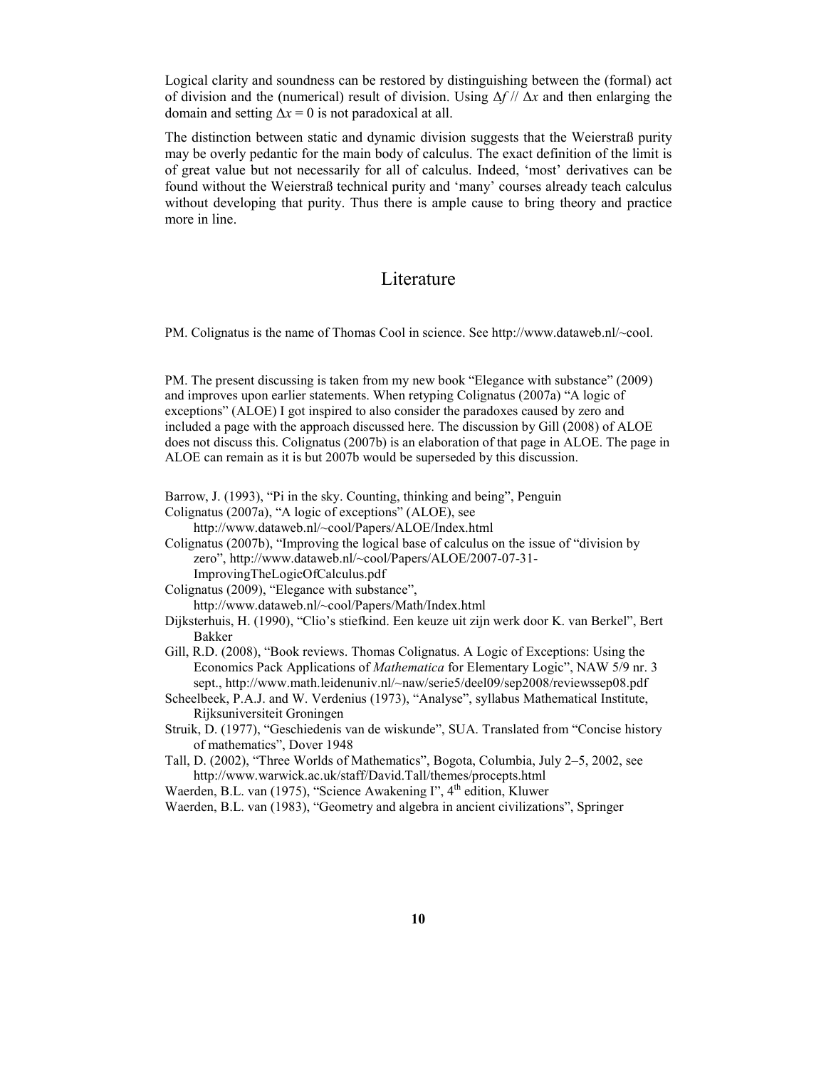Logical clarity and soundness can be restored by distinguishing between the (formal) act of division and the (numerical) result of division. Using $\Delta f$ // $\Delta x$ and then enlarging the domain and setting $\Delta x = 0$ is not paradoxical at all.

The distinction between static and dynamic division suggests that the Weierstraß purity may be overly pedantic for the main body of calculus. The exact definition of the limit is of great value but not necessarily for all of calculus. Indeed, 'most' derivatives can be found without the Weierstraß technical purity and 'many' courses already teach calculus without developing that purity. Thus there is ample cause to bring theory and practice more in line.

## Literature

PM. Colignatus is the name of Thomas Cool in science. See http://www.dataweb.nl/~cool.

PM. The present discussing is taken from my new book "Elegance with substance" (2009) and improves upon earlier statements. When retyping Colignatus (2007a) "A logic of exceptions" (ALOE) I got inspired to also consider the paradoxes caused by zero and included a page with the approach discussed here. The discussion by Gill (2008) of ALOE does not discuss this. Colignatus (2007b) is an elaboration of that page in ALOE. The page in ALOE can remain as it is but 2007b would be superseded by this discussion.

Barrow, J. (1993), "Pi in the sky. Counting, thinking and being", Penguin

Colignatus (2007a), "A logic of exceptions" (ALOE), see http://www.dataweb.nl/~cool/Papers/ALOE/Index.html

Colignatus (2007b), "Improving the logical base of calculus on the issue of "division by zero", http://www.dataweb.nl/~cool/Papers/ALOE/2007-07-31-ImprovingTheLogicOfCalculus.pdf

Colignatus (2009), "Elegance with substance", http://www.dataweb.nl/~cool/Papers/Math/Index.html

Dijksterhuis, H. (1990), "Clio's stiefkind. Een keuze uit zijn werk door K. van Berkel", Bert Bakker

Gill, R.D. (2008), "Book reviews. Thomas Colignatus. A Logic of Exceptions: Using the Economics Pack Applications of *Mathematica* for Elementary Logic", NAW 5/9 nr. 3 sept., http://www.math.leidenuniv.nl/~naw/serie5/deel09/sep2008/reviewssep08.pdf

Scheelbeek, P.A.J. and W. Verdenius (1973), "Analyse", syllabus Mathematical Institute, Rijksuniversiteit Groningen

Struik, D. (1977), "Geschiedenis van de wiskunde", SUA. Translated from "Concise history of mathematics", Dover 1948

Tall, D. (2002), "Three Worlds of Mathematics", Bogota, Columbia, July 2–5, 2002, see http://www.warwick.ac.uk/staff/David.Tall/themes/procepts.html

Waerden, B.L. van (1975), "Science Awakening I", 4th edition, Kluwer

Waerden, B.L. van (1983), "Geometry and algebra in ancient civilizations", Springer